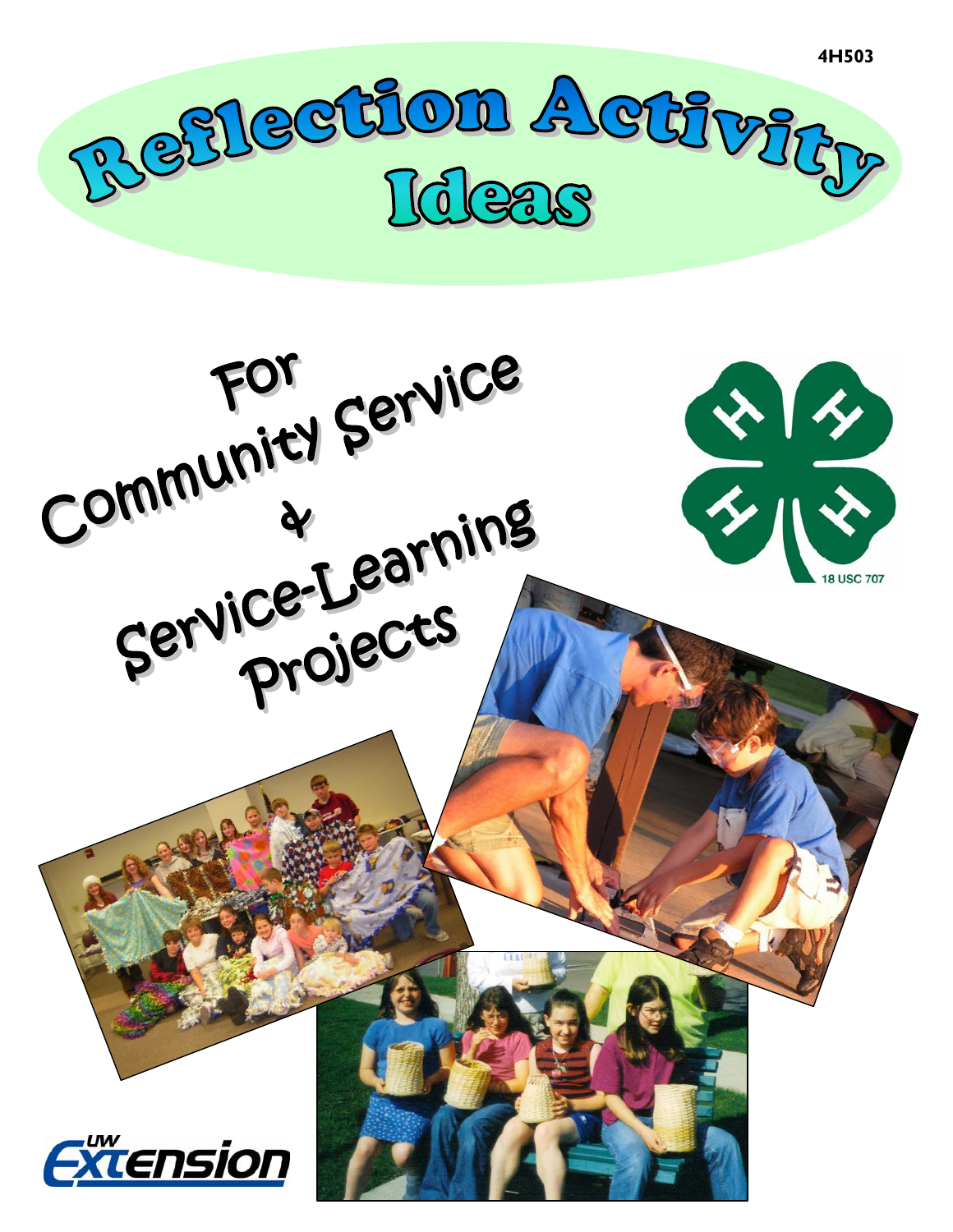4H503

# Reflection Activity Ideas

## For Community Service & Service-Learning Projects

18 USC 707

UW Extension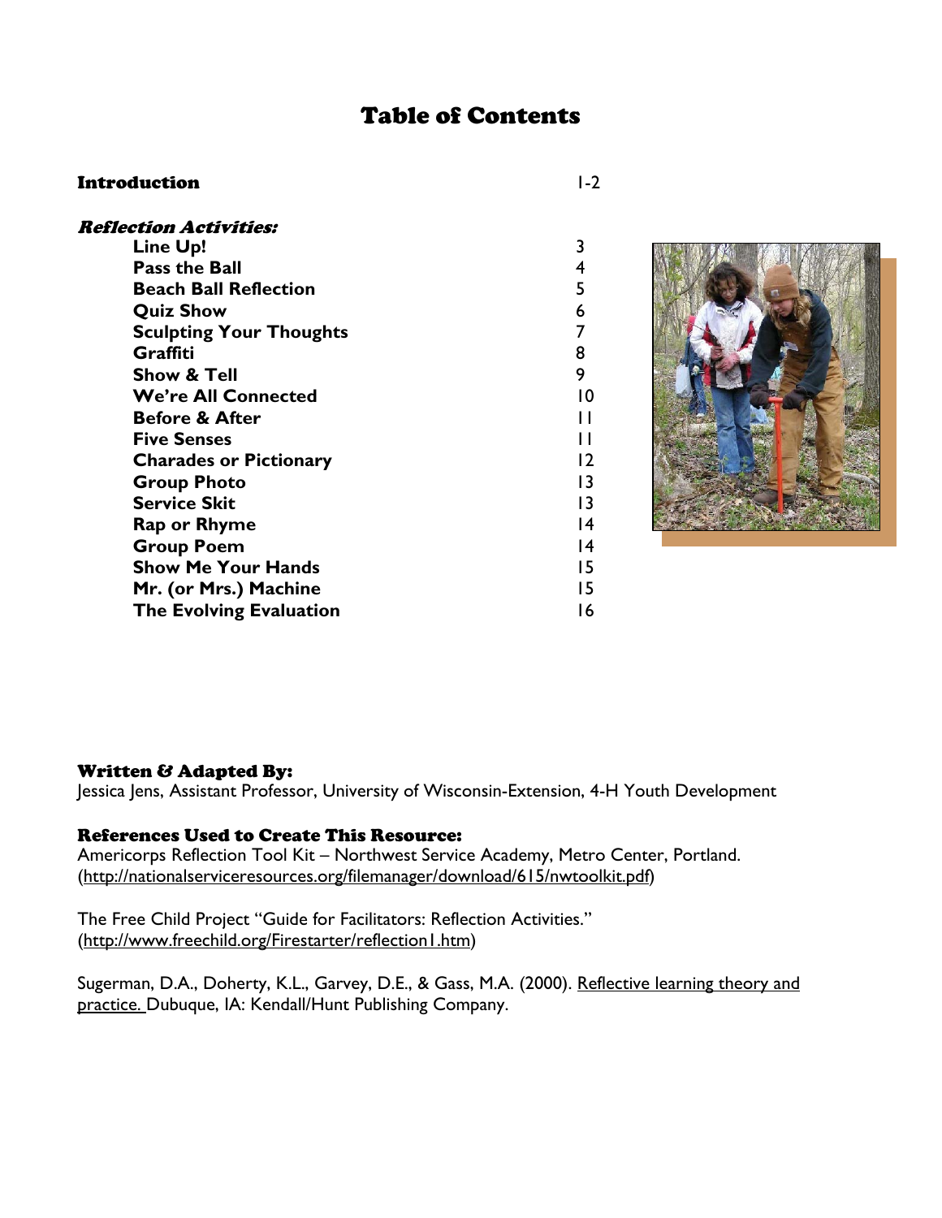# Table of Contents

| | |
|---|---|
| **Introduction** | 1-2 |
| ***Reflection Activities:*** | |
| **Line Up!** | 3 |
| **Pass the Ball** | 4 |
| **Beach Ball Reflection** | 5 |
| **Quiz Show** | 6 |
| **Sculpting Your Thoughts** | 7 |
| **Graffiti** | 8 |
| **Show & Tell** | 9 |
| **We're All Connected** | 10 |
| **Before & After** | 11 |
| **Five Senses** | 11 |
| **Charades or Pictionary** | 12 |
| **Group Photo** | 13 |
| **Service Skit** | 13 |
| **Rap or Rhyme** | 14 |
| **Group Poem** | 14 |
| **Show Me Your Hands** | 15 |
| **Mr. (or Mrs.) Machine** | 15 |
| **The Evolving Evaluation** | 16 |

## Written & Adapted By:

Jessica Jens, Assistant Professor, University of Wisconsin-Extension, 4-H Youth Development

## References Used to Create This Resource:

Americorps Reflection Tool Kit – Northwest Service Academy, Metro Center, Portland. (http://nationalserviceresources.org/filemanager/download/615/nwtoolkit.pdf)

The Free Child Project "Guide for Facilitators: Reflection Activities." (http://www.freechild.org/Firestarter/reflection1.htm)

Sugerman, D.A., Doherty, K.L., Garvey, D.E., & Gass, M.A. (2000). Reflective learning theory and practice. Dubuque, IA: Kendall/Hunt Publishing Company.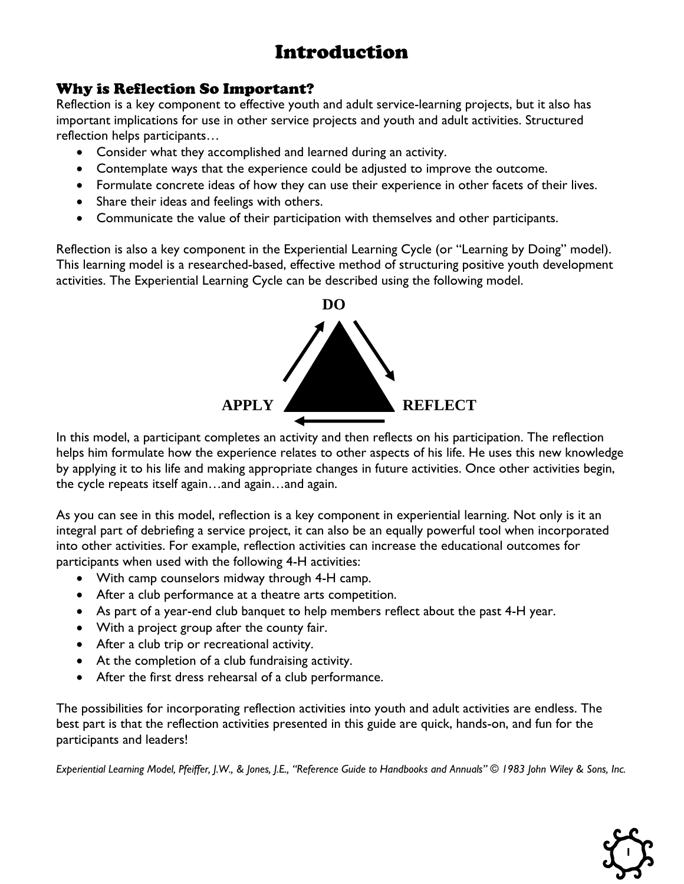# Introduction

## Why is Reflection So Important?

Reflection is a key component to effective youth and adult service-learning projects, but it also has important implications for use in other service projects and youth and adult activities. Structured reflection helps participants…

- Consider what they accomplished and learned during an activity.
- Contemplate ways that the experience could be adjusted to improve the outcome.
- Formulate concrete ideas of how they can use their experience in other facets of their lives.
- Share their ideas and feelings with others.
- Communicate the value of their participation with themselves and other participants.

Reflection is also a key component in the Experiential Learning Cycle (or "Learning by Doing" model). This learning model is a researched-based, effective method of structuring positive youth development activities. The Experiential Learning Cycle can be described using the following model.

**DO**

**APPLY** **REFLECT**

In this model, a participant completes an activity and then reflects on his participation. The reflection helps him formulate how the experience relates to other aspects of his life. He uses this new knowledge by applying it to his life and making appropriate changes in future activities. Once other activities begin, the cycle repeats itself again…and again…and again.

As you can see in this model, reflection is a key component in experiential learning. Not only is it an integral part of debriefing a service project, it can also be an equally powerful tool when incorporated into other activities. For example, reflection activities can increase the educational outcomes for participants when used with the following 4-H activities:

- With camp counselors midway through 4-H camp.
- After a club performance at a theatre arts competition.
- As part of a year-end club banquet to help members reflect about the past 4-H year.
- With a project group after the county fair.
- After a club trip or recreational activity.
- At the completion of a club fundraising activity.
- After the first dress rehearsal of a club performance.

The possibilities for incorporating reflection activities into youth and adult activities are endless. The best part is that the reflection activities presented in this guide are quick, hands-on, and fun for the participants and leaders!

*Experiential Learning Model, Pfeiffer, J.W., & Jones, J.E., "Reference Guide to Handbooks and Annuals" © 1983 John Wiley & Sons, Inc.*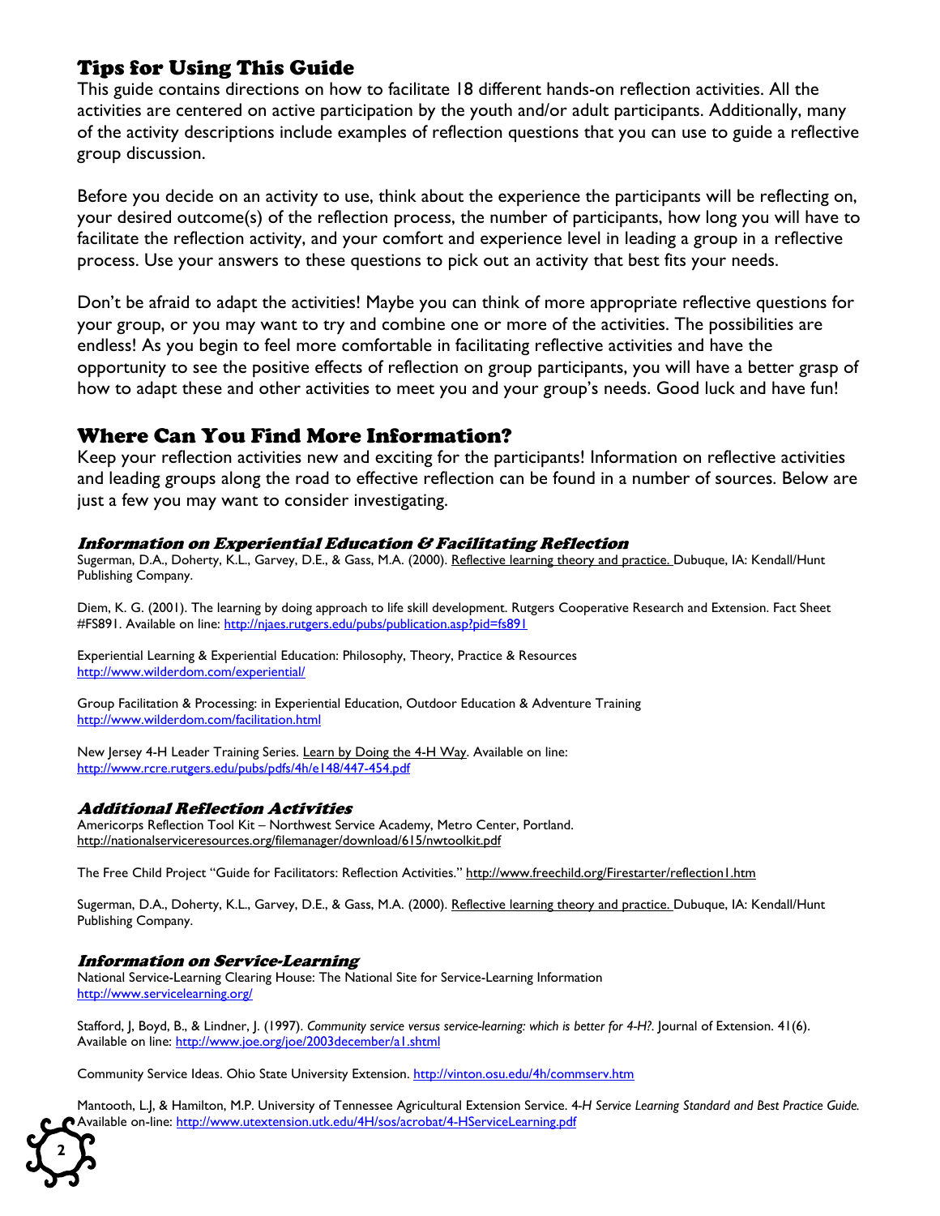## Tips for Using This Guide

This guide contains directions on how to facilitate 18 different hands-on reflection activities. All the activities are centered on active participation by the youth and/or adult participants. Additionally, many of the activity descriptions include examples of reflection questions that you can use to guide a reflective group discussion.

Before you decide on an activity to use, think about the experience the participants will be reflecting on, your desired outcome(s) of the reflection process, the number of participants, how long you will have to facilitate the reflection activity, and your comfort and experience level in leading a group in a reflective process. Use your answers to these questions to pick out an activity that best fits your needs.

Don't be afraid to adapt the activities! Maybe you can think of more appropriate reflective questions for your group, or you may want to try and combine one or more of the activities. The possibilities are endless! As you begin to feel more comfortable in facilitating reflective activities and have the opportunity to see the positive effects of reflection on group participants, you will have a better grasp of how to adapt these and other activities to meet you and your group's needs. Good luck and have fun!

## Where Can You Find More Information?

Keep your reflection activities new and exciting for the participants! Information on reflective activities and leading groups along the road to effective reflection can be found in a number of sources. Below are just a few you may want to consider investigating.

### *Information on Experiential Education & Facilitating Reflection*

Sugerman, D.A., Doherty, K.L., Garvey, D.E., & Gass, M.A. (2000). Reflective learning theory and practice. Dubuque, IA: Kendall/Hunt Publishing Company.

Diem, K. G. (2001). The learning by doing approach to life skill development. Rutgers Cooperative Research and Extension. Fact Sheet #FS891. Available on line: http://njaes.rutgers.edu/pubs/publication.asp?pid=fs891

Experiential Learning & Experiential Education: Philosophy, Theory, Practice & Resources
http://www.wilderdom.com/experiential/

Group Facilitation & Processing: in Experiential Education, Outdoor Education & Adventure Training
http://www.wilderdom.com/facilitation.html

New Jersey 4-H Leader Training Series. Learn by Doing the 4-H Way. Available on line:
http://www.rcre.rutgers.edu/pubs/pdfs/4h/e148/447-454.pdf

### *Additional Reflection Activities*

Americorps Reflection Tool Kit – Northwest Service Academy, Metro Center, Portland.
http://nationalserviceresources.org/filemanager/download/615/nwtoolkit.pdf

The Free Child Project "Guide for Facilitators: Reflection Activities." http://www.freechild.org/Firestarter/reflection1.htm

Sugerman, D.A., Doherty, K.L., Garvey, D.E., & Gass, M.A. (2000). Reflective learning theory and practice. Dubuque, IA: Kendall/Hunt Publishing Company.

### *Information on Service-Learning*

National Service-Learning Clearing House: The National Site for Service-Learning Information
http://www.servicelearning.org/

Stafford, J, Boyd, B., & Lindner, J. (1997). *Community service versus service-learning: which is better for 4-H?*. Journal of Extension. 41(6). Available on line: http://www.joe.org/joe/2003december/a1.shtml

Community Service Ideas. Ohio State University Extension. http://vinton.osu.edu/4h/commserv.htm

Mantooth, L.J, & Hamilton, M.P. University of Tennessee Agricultural Extension Service. *4-H Service Learning Standard and Best Practice Guide.* Available on-line: http://www.utextension.utk.edu/4H/sos/acrobat/4-HServiceLearning.pdf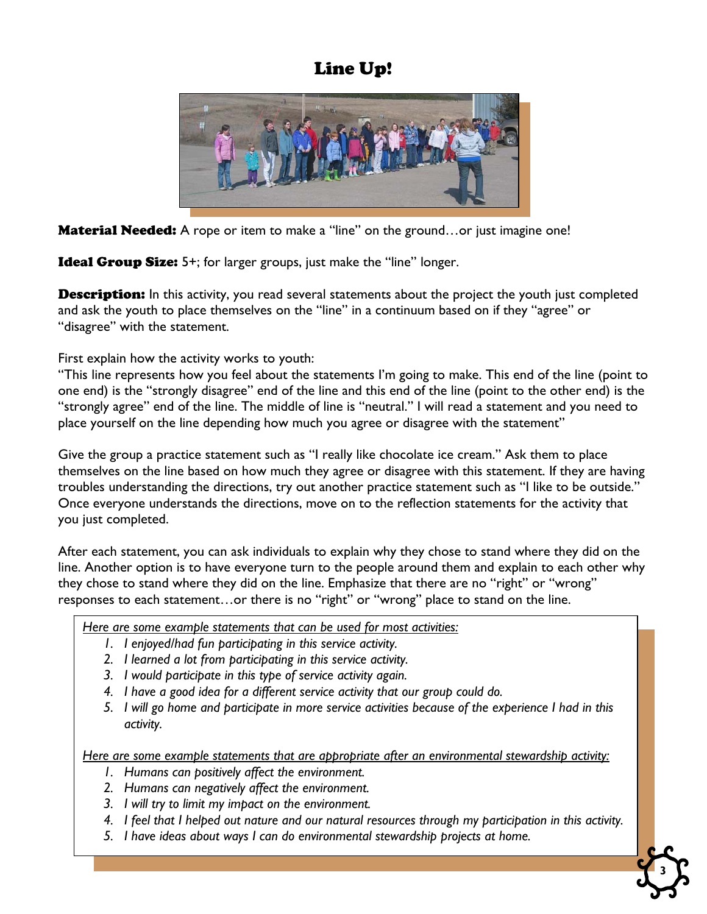# Line Up!

**Material Needed:** A rope or item to make a "line" on the ground…or just imagine one!

**Ideal Group Size:** 5+; for larger groups, just make the "line" longer.

**Description:** In this activity, you read several statements about the project the youth just completed and ask the youth to place themselves on the "line" in a continuum based on if they "agree" or "disagree" with the statement.

First explain how the activity works to youth:
"This line represents how you feel about the statements I'm going to make. This end of the line (point to one end) is the "strongly disagree" end of the line and this end of the line (point to the other end) is the "strongly agree" end of the line. The middle of line is "neutral." I will read a statement and you need to place yourself on the line depending how much you agree or disagree with the statement"

Give the group a practice statement such as "I really like chocolate ice cream." Ask them to place themselves on the line based on how much they agree or disagree with this statement. If they are having troubles understanding the directions, try out another practice statement such as "I like to be outside." Once everyone understands the directions, move on to the reflection statements for the activity that you just completed.

After each statement, you can ask individuals to explain why they chose to stand where they did on the line. Another option is to have everyone turn to the people around them and explain to each other why they chose to stand where they did on the line. Emphasize that there are no "right" or "wrong" responses to each statement…or there is no "right" or "wrong" place to stand on the line.

*Here are some example statements that can be used for most activities:*

1. *I enjoyed/had fun participating in this service activity.*
2. *I learned a lot from participating in this service activity.*
3. *I would participate in this type of service activity again.*
4. *I have a good idea for a different service activity that our group could do.*
5. *I will go home and participate in more service activities because of the experience I had in this activity.*

*Here are some example statements that are appropriate after an environmental stewardship activity:*

1. *Humans can positively affect the environment.*
2. *Humans can negatively affect the environment.*
3. *I will try to limit my impact on the environment.*
4. *I feel that I helped out nature and our natural resources through my participation in this activity.*
5. *I have ideas about ways I can do environmental stewardship projects at home.*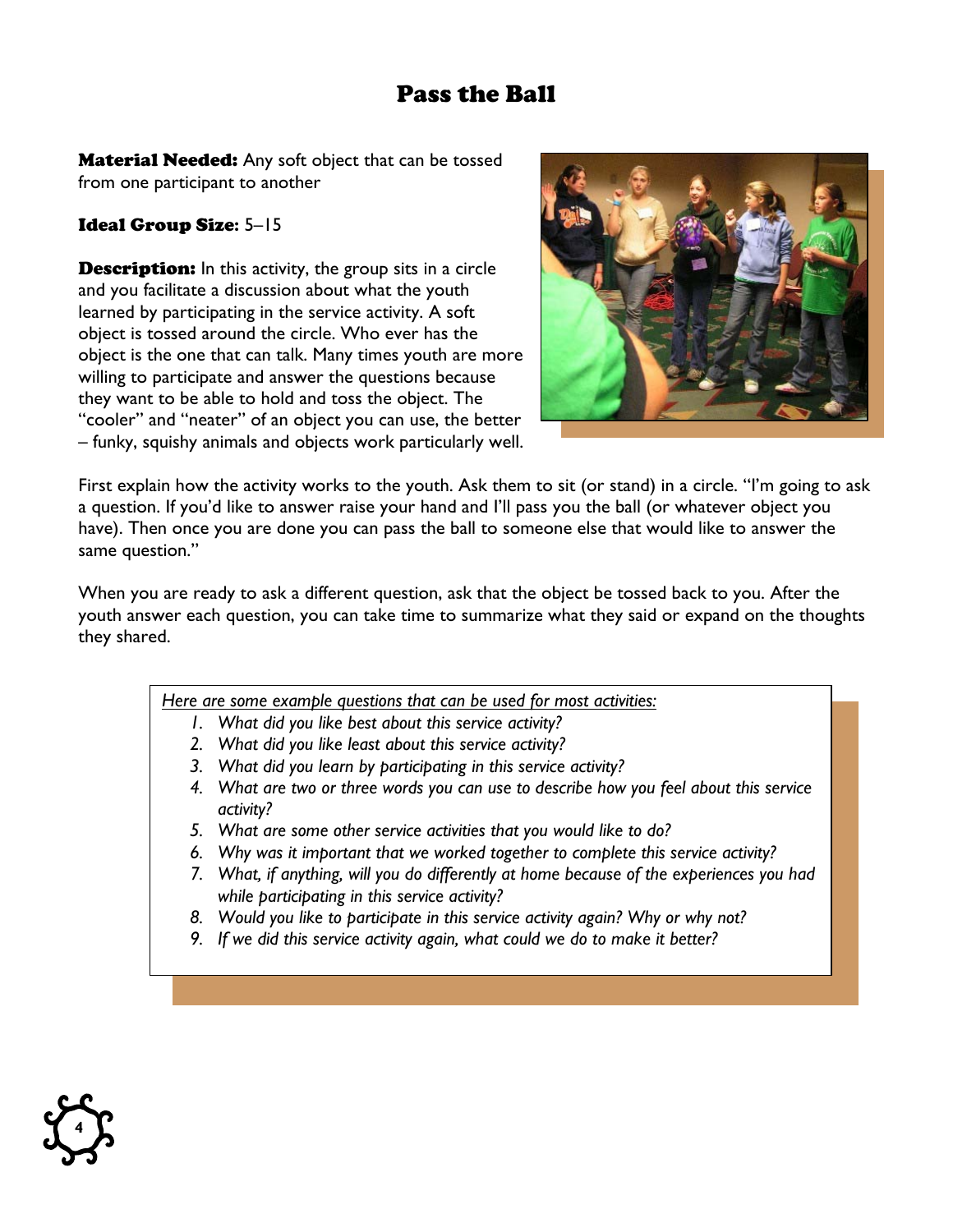# Pass the Ball

**Material Needed:** Any soft object that can be tossed from one participant to another

**Ideal Group Size:** 5–15

**Description:** In this activity, the group sits in a circle and you facilitate a discussion about what the youth learned by participating in the service activity. A soft object is tossed around the circle. Who ever has the object is the one that can talk. Many times youth are more willing to participate and answer the questions because they want to be able to hold and toss the object. The "cooler" and "neater" of an object you can use, the better – funky, squishy animals and objects work particularly well.

First explain how the activity works to the youth. Ask them to sit (or stand) in a circle. "I'm going to ask a question. If you'd like to answer raise your hand and I'll pass you the ball (or whatever object you have). Then once you are done you can pass the ball to someone else that would like to answer the same question."

When you are ready to ask a different question, ask that the object be tossed back to you. After the youth answer each question, you can take time to summarize what they said or expand on the thoughts they shared.

*Here are some example questions that can be used for most activities:*

1. *What did you like best about this service activity?*
2. *What did you like least about this service activity?*
3. *What did you learn by participating in this service activity?*
4. *What are two or three words you can use to describe how you feel about this service activity?*
5. *What are some other service activities that you would like to do?*
6. *Why was it important that we worked together to complete this service activity?*
7. *What, if anything, will you do differently at home because of the experiences you had while participating in this service activity?*
8. *Would you like to participate in this service activity again? Why or why not?*
9. *If we did this service activity again, what could we do to make it better?*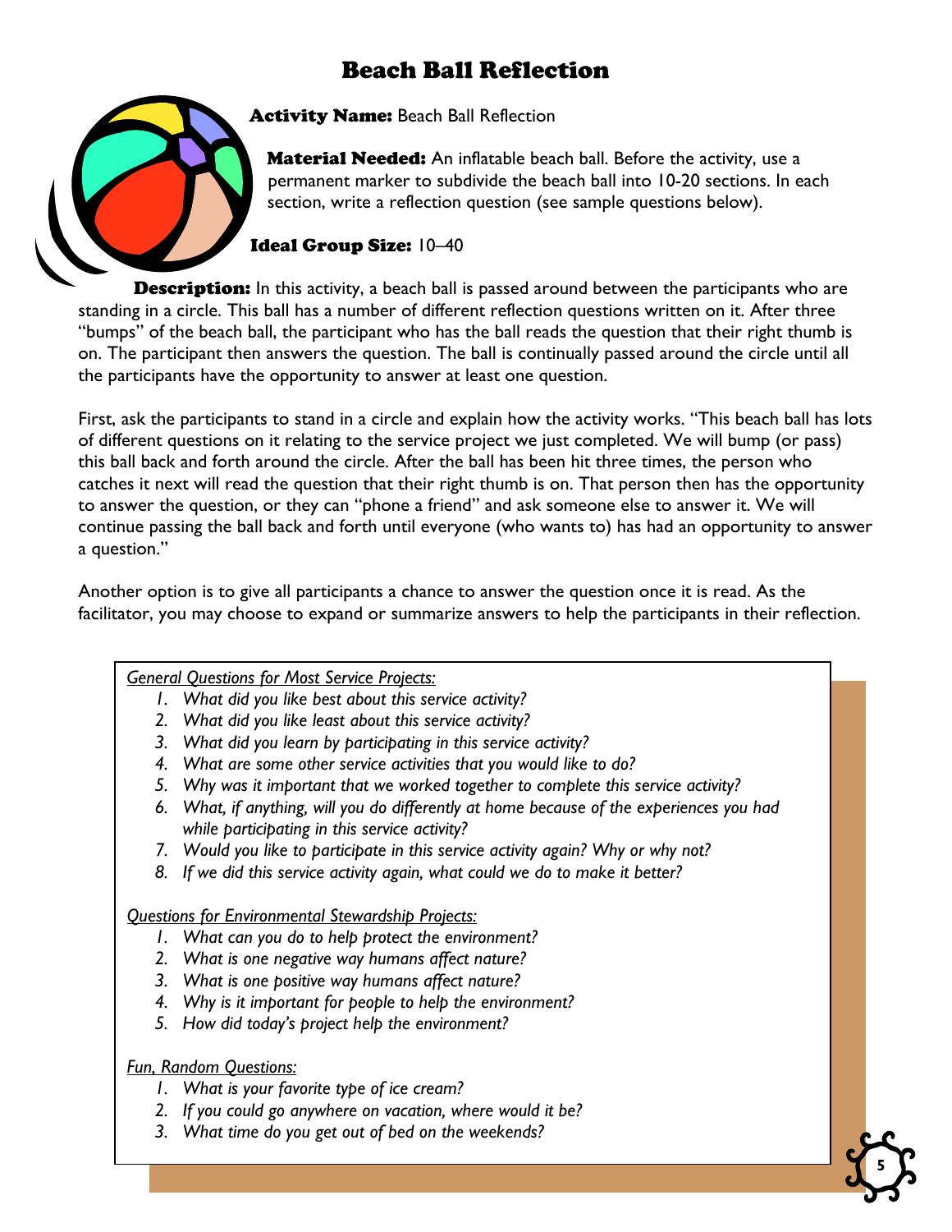# Beach Ball Reflection

**Activity Name:** Beach Ball Reflection

**Material Needed:** An inflatable beach ball. Before the activity, use a permanent marker to subdivide the beach ball into 10-20 sections. In each section, write a reflection question (see sample questions below).

**Ideal Group Size:** 10–40

**Description:** In this activity, a beach ball is passed around between the participants who are standing in a circle. This ball has a number of different reflection questions written on it. After three "bumps" of the beach ball, the participant who has the ball reads the question that their right thumb is on. The participant then answers the question. The ball is continually passed around the circle until all the participants have the opportunity to answer at least one question.

First, ask the participants to stand in a circle and explain how the activity works. "This beach ball has lots of different questions on it relating to the service project we just completed. We will bump (or pass) this ball back and forth around the circle. After the ball has been hit three times, the person who catches it next will read the question that their right thumb is on. That person then has the opportunity to answer the question, or they can "phone a friend" and ask someone else to answer it. We will continue passing the ball back and forth until everyone (who wants to) has had an opportunity to answer a question."

Another option is to give all participants a chance to answer the question once it is read. As the facilitator, you may choose to expand or summarize answers to help the participants in their reflection.

*General Questions for Most Service Projects:*

1. *What did you like best about this service activity?*
2. *What did you like least about this service activity?*
3. *What did you learn by participating in this service activity?*
4. *What are some other service activities that you would like to do?*
5. *Why was it important that we worked together to complete this service activity?*
6. *What, if anything, will you do differently at home because of the experiences you had while participating in this service activity?*
7. *Would you like to participate in this service activity again? Why or why not?*
8. *If we did this service activity again, what could we do to make it better?*

*Questions for Environmental Stewardship Projects:*

1. *What can you do to help protect the environment?*
2. *What is one negative way humans affect nature?*
3. *What is one positive way humans affect nature?*
4. *Why is it important for people to help the environment?*
5. *How did today's project help the environment?*

*Fun, Random Questions:*

1. *What is your favorite type of ice cream?*
2. *If you could go anywhere on vacation, where would it be?*
3. *What time do you get out of bed on the weekends?*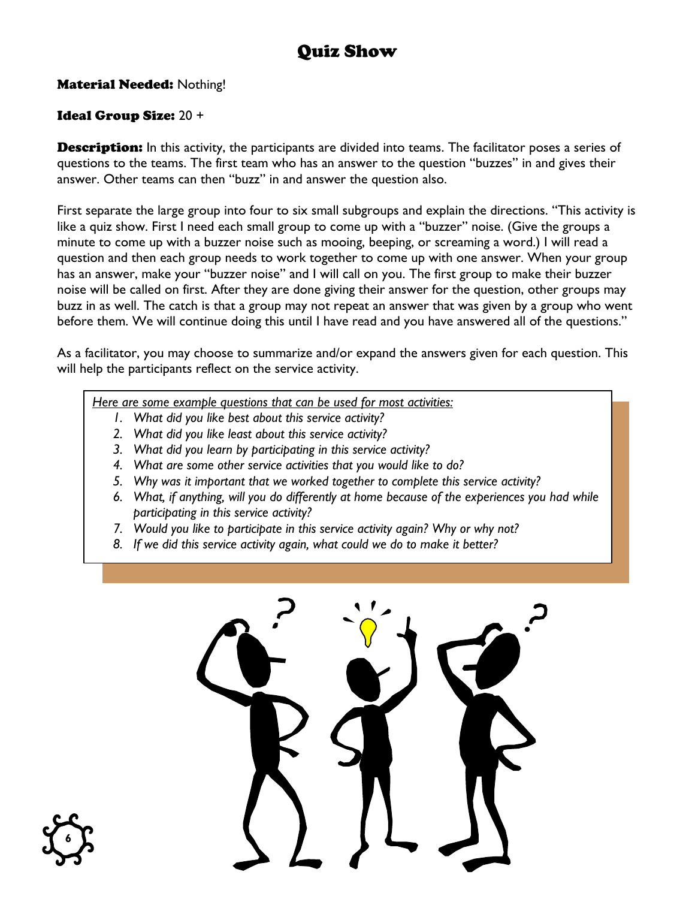# Quiz Show

**Material Needed:** Nothing!

**Ideal Group Size:** 20 +

**Description:** In this activity, the participants are divided into teams. The facilitator poses a series of questions to the teams. The first team who has an answer to the question "buzzes" in and gives their answer. Other teams can then "buzz" in and answer the question also.

First separate the large group into four to six small subgroups and explain the directions. "This activity is like a quiz show. First I need each small group to come up with a "buzzer" noise. (Give the groups a minute to come up with a buzzer noise such as mooing, beeping, or screaming a word.) I will read a question and then each group needs to work together to come up with one answer. When your group has an answer, make your "buzzer noise" and I will call on you. The first group to make their buzzer noise will be called on first. After they are done giving their answer for the question, other groups may buzz in as well. The catch is that a group may not repeat an answer that was given by a group who went before them. We will continue doing this until I have read and you have answered all of the questions."

As a facilitator, you may choose to summarize and/or expand the answers given for each question. This will help the participants reflect on the service activity.

*Here are some example questions that can be used for most activities:*

1. *What did you like best about this service activity?*
2. *What did you like least about this service activity?*
3. *What did you learn by participating in this service activity?*
4. *What are some other service activities that you would like to do?*
5. *Why was it important that we worked together to complete this service activity?*
6. *What, if anything, will you do differently at home because of the experiences you had while participating in this service activity?*
7. *Would you like to participate in this service activity again? Why or why not?*
8. *If we did this service activity again, what could we do to make it better?*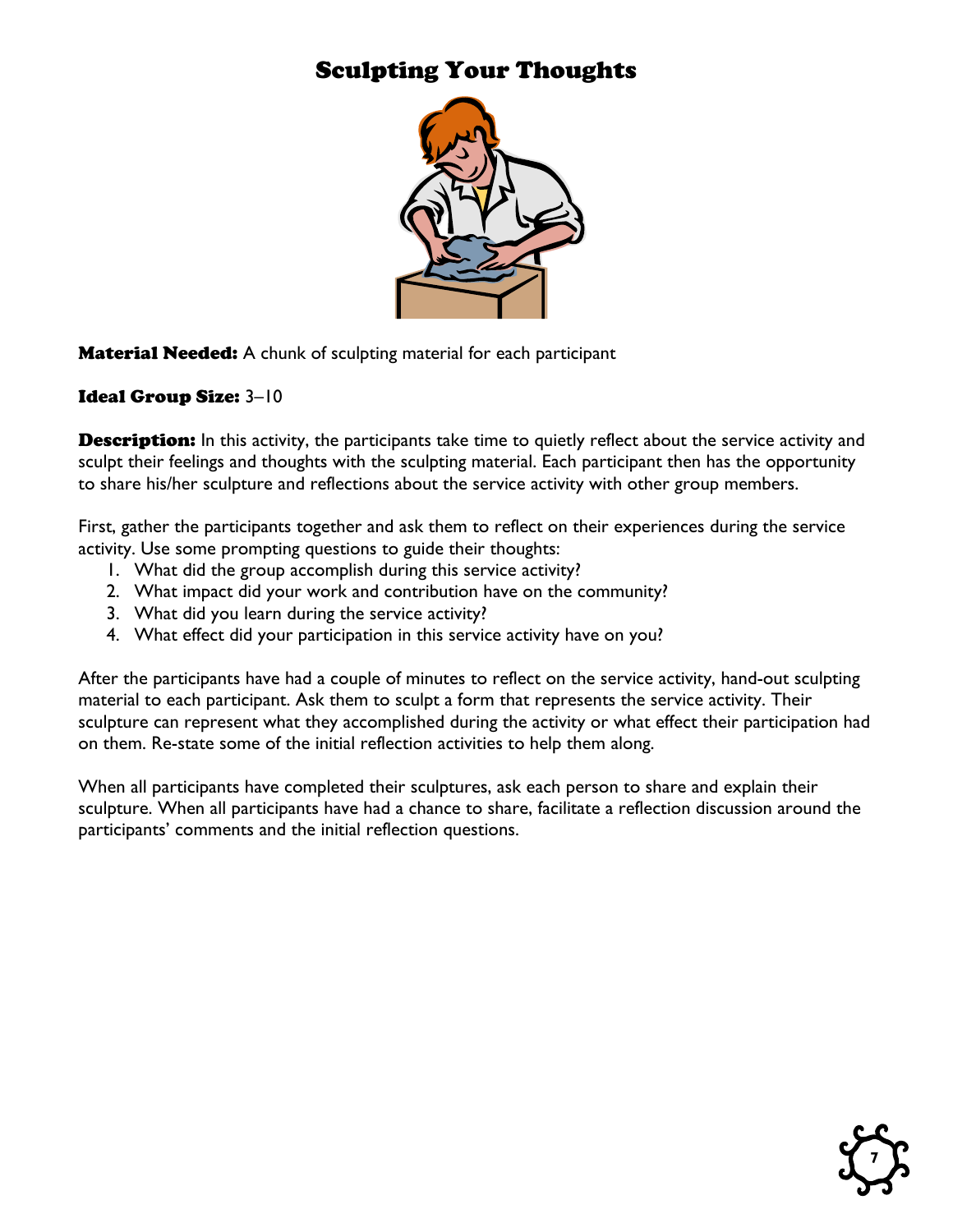# Sculpting Your Thoughts

**Material Needed:** A chunk of sculpting material for each participant

**Ideal Group Size:** 3–10

**Description:** In this activity, the participants take time to quietly reflect about the service activity and sculpt their feelings and thoughts with the sculpting material. Each participant then has the opportunity to share his/her sculpture and reflections about the service activity with other group members.

First, gather the participants together and ask them to reflect on their experiences during the service activity. Use some prompting questions to guide their thoughts:

1. What did the group accomplish during this service activity?
2. What impact did your work and contribution have on the community?
3. What did you learn during the service activity?
4. What effect did your participation in this service activity have on you?

After the participants have had a couple of minutes to reflect on the service activity, hand-out sculpting material to each participant. Ask them to sculpt a form that represents the service activity. Their sculpture can represent what they accomplished during the activity or what effect their participation had on them. Re-state some of the initial reflection activities to help them along.

When all participants have completed their sculptures, ask each person to share and explain their sculpture. When all participants have had a chance to share, facilitate a reflection discussion around the participants' comments and the initial reflection questions.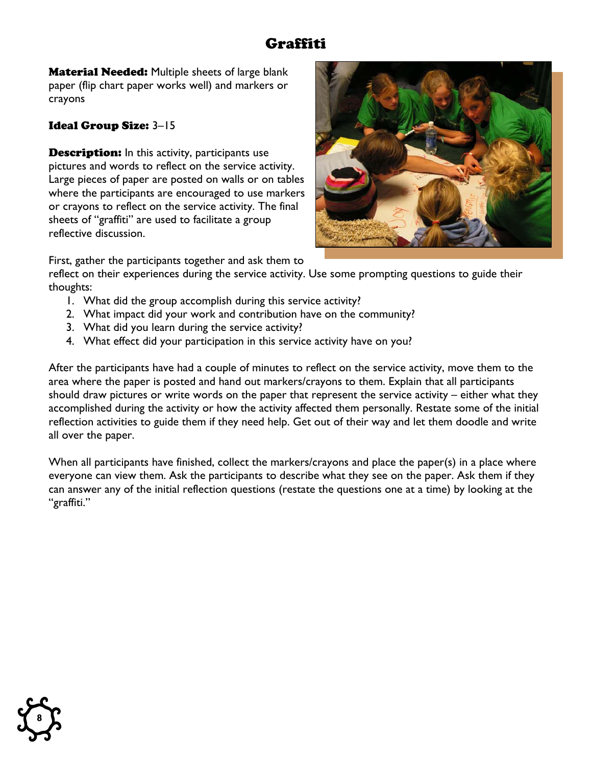# Graffiti

**Material Needed:** Multiple sheets of large blank paper (flip chart paper works well) and markers or crayons

**Ideal Group Size:** 3–15

**Description:** In this activity, participants use pictures and words to reflect on the service activity. Large pieces of paper are posted on walls or on tables where the participants are encouraged to use markers or crayons to reflect on the service activity. The final sheets of "graffiti" are used to facilitate a group reflective discussion.

First, gather the participants together and ask them to reflect on their experiences during the service activity. Use some prompting questions to guide their thoughts:

1. What did the group accomplish during this service activity?
2. What impact did your work and contribution have on the community?
3. What did you learn during the service activity?
4. What effect did your participation in this service activity have on you?

After the participants have had a couple of minutes to reflect on the service activity, move them to the area where the paper is posted and hand out markers/crayons to them. Explain that all participants should draw pictures or write words on the paper that represent the service activity – either what they accomplished during the activity or how the activity affected them personally. Restate some of the initial reflection activities to guide them if they need help. Get out of their way and let them doodle and write all over the paper.

When all participants have finished, collect the markers/crayons and place the paper(s) in a place where everyone can view them. Ask the participants to describe what they see on the paper. Ask them if they can answer any of the initial reflection questions (restate the questions one at a time) by looking at the "graffiti."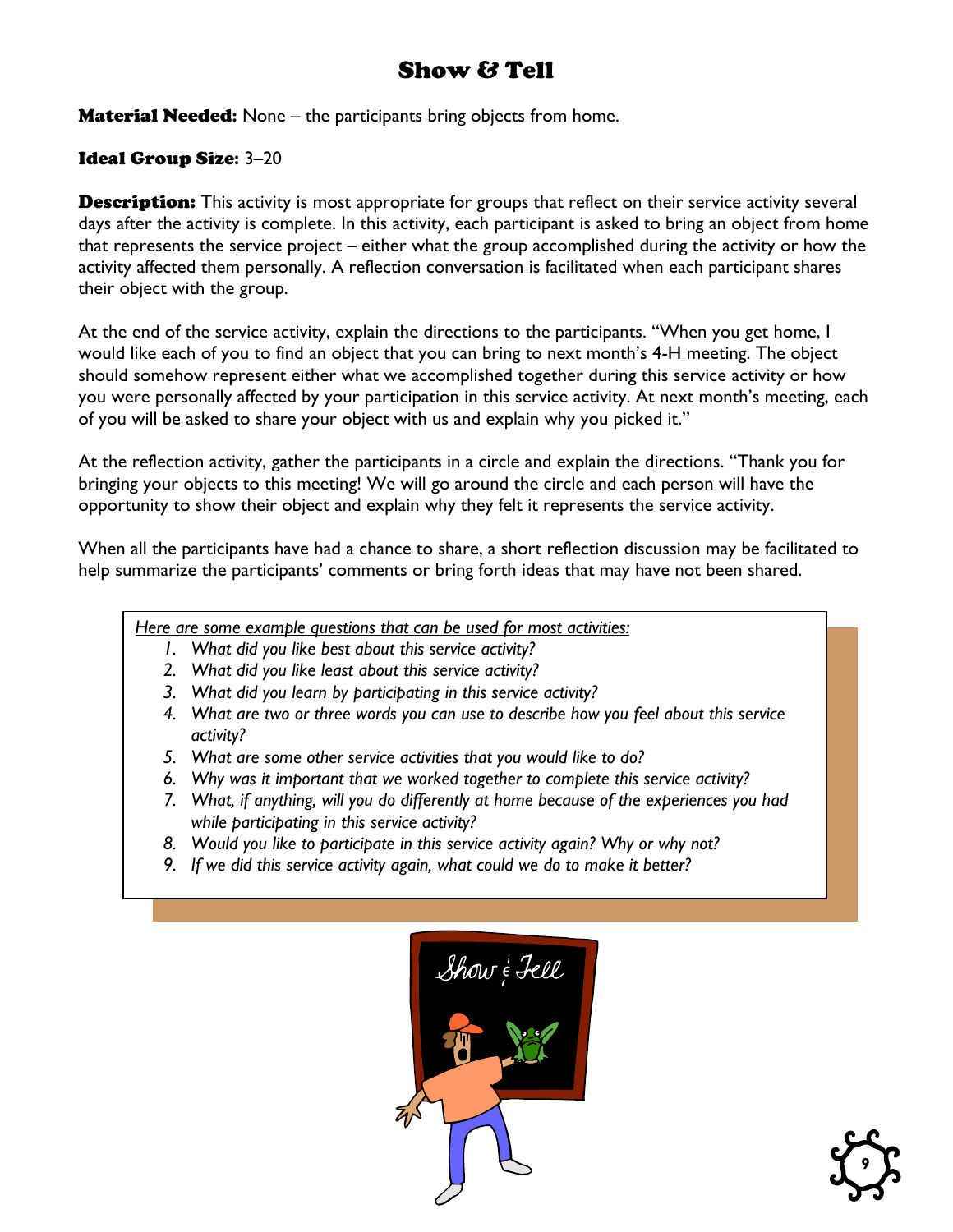# Show & Tell

**Material Needed:** None – the participants bring objects from home.

**Ideal Group Size:** 3–20

**Description:** This activity is most appropriate for groups that reflect on their service activity several days after the activity is complete. In this activity, each participant is asked to bring an object from home that represents the service project – either what the group accomplished during the activity or how the activity affected them personally. A reflection conversation is facilitated when each participant shares their object with the group.

At the end of the service activity, explain the directions to the participants. "When you get home, I would like each of you to find an object that you can bring to next month's 4-H meeting. The object should somehow represent either what we accomplished together during this service activity or how you were personally affected by your participation in this service activity. At next month's meeting, each of you will be asked to share your object with us and explain why you picked it."

At the reflection activity, gather the participants in a circle and explain the directions. "Thank you for bringing your objects to this meeting! We will go around the circle and each person will have the opportunity to show their object and explain why they felt it represents the service activity.

When all the participants have had a chance to share, a short reflection discussion may be facilitated to help summarize the participants' comments or bring forth ideas that may have not been shared.

*Here are some example questions that can be used for most activities:*

1. *What did you like best about this service activity?*
2. *What did you like least about this service activity?*
3. *What did you learn by participating in this service activity?*
4. *What are two or three words you can use to describe how you feel about this service activity?*
5. *What are some other service activities that you would like to do?*
6. *Why was it important that we worked together to complete this service activity?*
7. *What, if anything, will you do differently at home because of the experiences you had while participating in this service activity?*
8. *Would you like to participate in this service activity again? Why or why not?*
9. *If we did this service activity again, what could we do to make it better?*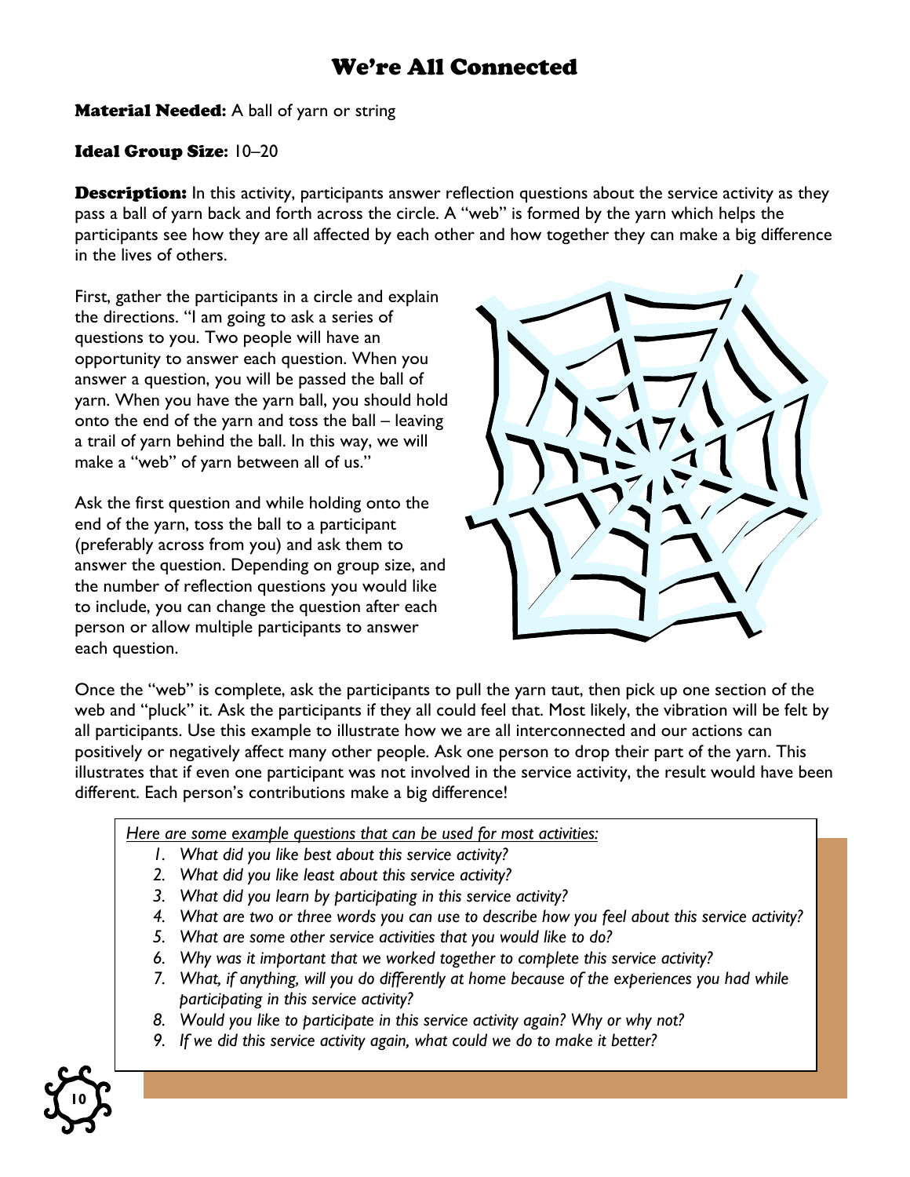# We're All Connected

**Material Needed:** A ball of yarn or string

**Ideal Group Size:** 10–20

**Description:** In this activity, participants answer reflection questions about the service activity as they pass a ball of yarn back and forth across the circle. A "web" is formed by the yarn which helps the participants see how they are all affected by each other and how together they can make a big difference in the lives of others.

First, gather the participants in a circle and explain the directions. "I am going to ask a series of questions to you. Two people will have an opportunity to answer each question. When you answer a question, you will be passed the ball of yarn. When you have the yarn ball, you should hold onto the end of the yarn and toss the ball – leaving a trail of yarn behind the ball. In this way, we will make a "web" of yarn between all of us."

Ask the first question and while holding onto the end of the yarn, toss the ball to a participant (preferably across from you) and ask them to answer the question. Depending on group size, and the number of reflection questions you would like to include, you can change the question after each person or allow multiple participants to answer each question.

Once the "web" is complete, ask the participants to pull the yarn taut, then pick up one section of the web and "pluck" it. Ask the participants if they all could feel that. Most likely, the vibration will be felt by all participants. Use this example to illustrate how we are all interconnected and our actions can positively or negatively affect many other people. Ask one person to drop their part of the yarn. This illustrates that if even one participant was not involved in the service activity, the result would have been different. Each person's contributions make a big difference!

*Here are some example questions that can be used for most activities:*

1. *What did you like best about this service activity?*
2. *What did you like least about this service activity?*
3. *What did you learn by participating in this service activity?*
4. *What are two or three words you can use to describe how you feel about this service activity?*
5. *What are some other service activities that you would like to do?*
6. *Why was it important that we worked together to complete this service activity?*
7. *What, if anything, will you do differently at home because of the experiences you had while participating in this service activity?*
8. *Would you like to participate in this service activity again? Why or why not?*
9. *If we did this service activity again, what could we do to make it better?*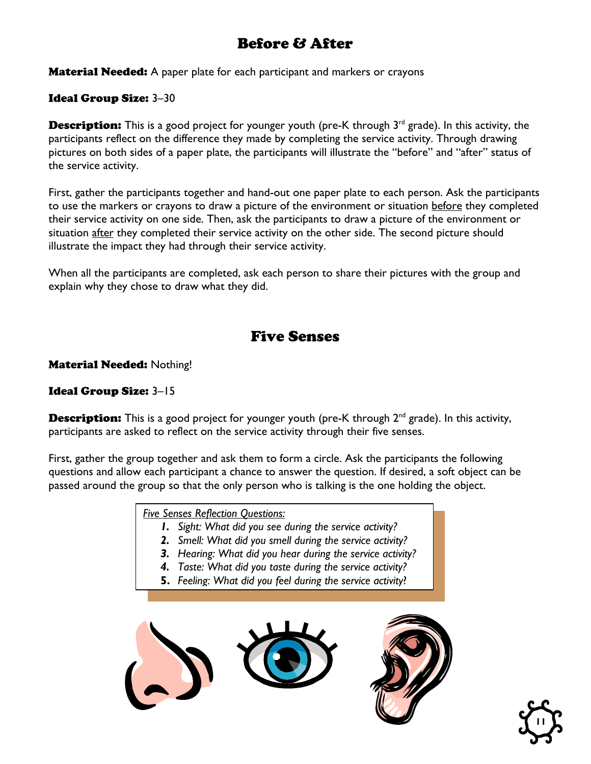## Before & After

**Material Needed:** A paper plate for each participant and markers or crayons

**Ideal Group Size:** 3–30

**Description:** This is a good project for younger youth (pre-K through 3rd grade). In this activity, the participants reflect on the difference they made by completing the service activity. Through drawing pictures on both sides of a paper plate, the participants will illustrate the "before" and "after" status of the service activity.

First, gather the participants together and hand-out one paper plate to each person. Ask the participants to use the markers or crayons to draw a picture of the environment or situation before they completed their service activity on one side. Then, ask the participants to draw a picture of the environment or situation after they completed their service activity on the other side. The second picture should illustrate the impact they had through their service activity.

When all the participants are completed, ask each person to share their pictures with the group and explain why they chose to draw what they did.

## Five Senses

**Material Needed:** Nothing!

**Ideal Group Size:** 3–15

**Description:** This is a good project for younger youth (pre-K through 2nd grade). In this activity, participants are asked to reflect on the service activity through their five senses.

First, gather the group together and ask them to form a circle. Ask the participants the following questions and allow each participant a chance to answer the question. If desired, a soft object can be passed around the group so that the only person who is talking is the one holding the object.

*Five Senses Reflection Questions:*

1. *Sight: What did you see during the service activity?*
2. *Smell: What did you smell during the service activity?*
3. *Hearing: What did you hear during the service activity?*
4. *Taste: What did you taste during the service activity?*
5. *Feeling: What did you feel during the service activity?*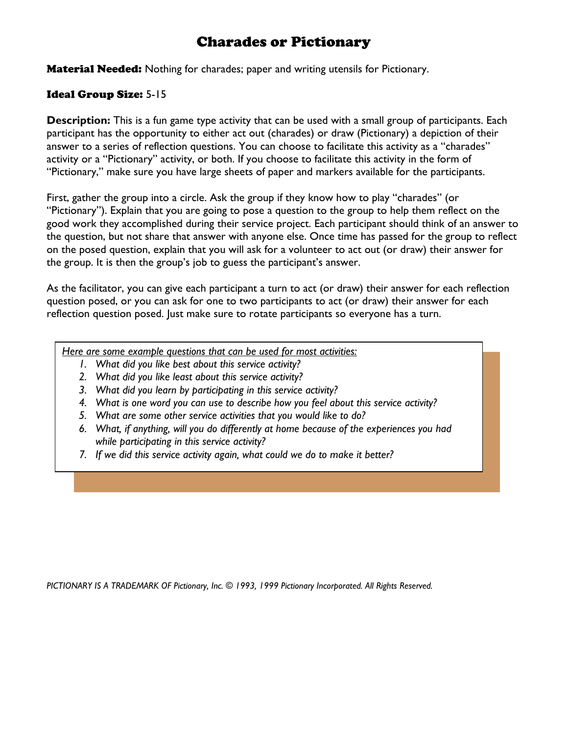# Charades or Pictionary

**Material Needed:** Nothing for charades; paper and writing utensils for Pictionary.

**Ideal Group Size:** 5-15

**Description:** This is a fun game type activity that can be used with a small group of participants. Each participant has the opportunity to either act out (charades) or draw (Pictionary) a depiction of their answer to a series of reflection questions. You can choose to facilitate this activity as a "charades" activity or a "Pictionary" activity, or both. If you choose to facilitate this activity in the form of "Pictionary," make sure you have large sheets of paper and markers available for the participants.

First, gather the group into a circle. Ask the group if they know how to play "charades" (or "Pictionary"). Explain that you are going to pose a question to the group to help them reflect on the good work they accomplished during their service project. Each participant should think of an answer to the question, but not share that answer with anyone else. Once time has passed for the group to reflect on the posed question, explain that you will ask for a volunteer to act out (or draw) their answer for the group. It is then the group's job to guess the participant's answer.

As the facilitator, you can give each participant a turn to act (or draw) their answer for each reflection question posed, or you can ask for one to two participants to act (or draw) their answer for each reflection question posed. Just make sure to rotate participants so everyone has a turn.

*Here are some example questions that can be used for most activities:*

1. *What did you like best about this service activity?*
2. *What did you like least about this service activity?*
3. *What did you learn by participating in this service activity?*
4. *What is one word you can use to describe how you feel about this service activity?*
5. *What are some other service activities that you would like to do?*
6. *What, if anything, will you do differently at home because of the experiences you had while participating in this service activity?*
7. *If we did this service activity again, what could we do to make it better?*

*PICTIONARY IS A TRADEMARK OF Pictionary, Inc. © 1993, 1999 Pictionary Incorporated. All Rights Reserved.*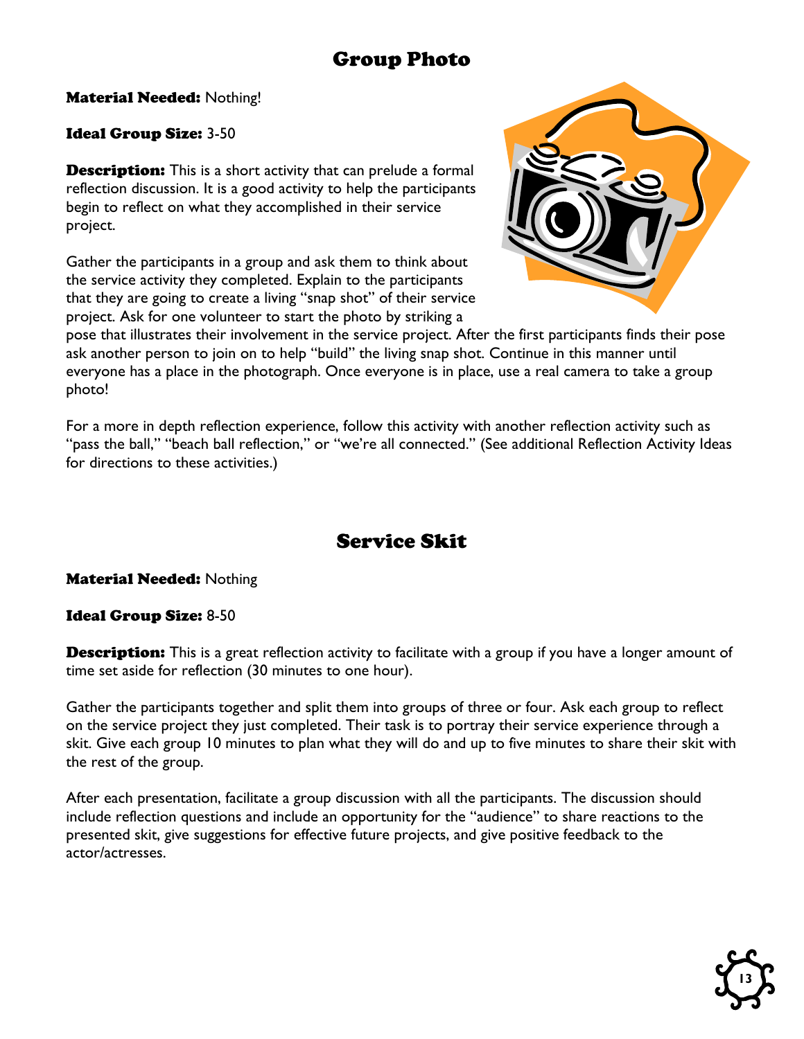## Group Photo

**Material Needed:** Nothing!

**Ideal Group Size:** 3-50

**Description:** This is a short activity that can prelude a formal reflection discussion. It is a good activity to help the participants begin to reflect on what they accomplished in their service project.

Gather the participants in a group and ask them to think about the service activity they completed. Explain to the participants that they are going to create a living "snap shot" of their service project. Ask for one volunteer to start the photo by striking a pose that illustrates their involvement in the service project. After the first participants finds their pose ask another person to join on to help "build" the living snap shot. Continue in this manner until everyone has a place in the photograph. Once everyone is in place, use a real camera to take a group photo!

For a more in depth reflection experience, follow this activity with another reflection activity such as "pass the ball," "beach ball reflection," or "we're all connected." (See additional Reflection Activity Ideas for directions to these activities.)

## Service Skit

**Material Needed:** Nothing

**Ideal Group Size:** 8-50

**Description:** This is a great reflection activity to facilitate with a group if you have a longer amount of time set aside for reflection (30 minutes to one hour).

Gather the participants together and split them into groups of three or four. Ask each group to reflect on the service project they just completed. Their task is to portray their service experience through a skit. Give each group 10 minutes to plan what they will do and up to five minutes to share their skit with the rest of the group.

After each presentation, facilitate a group discussion with all the participants. The discussion should include reflection questions and include an opportunity for the "audience" to share reactions to the presented skit, give suggestions for effective future projects, and give positive feedback to the actor/actresses.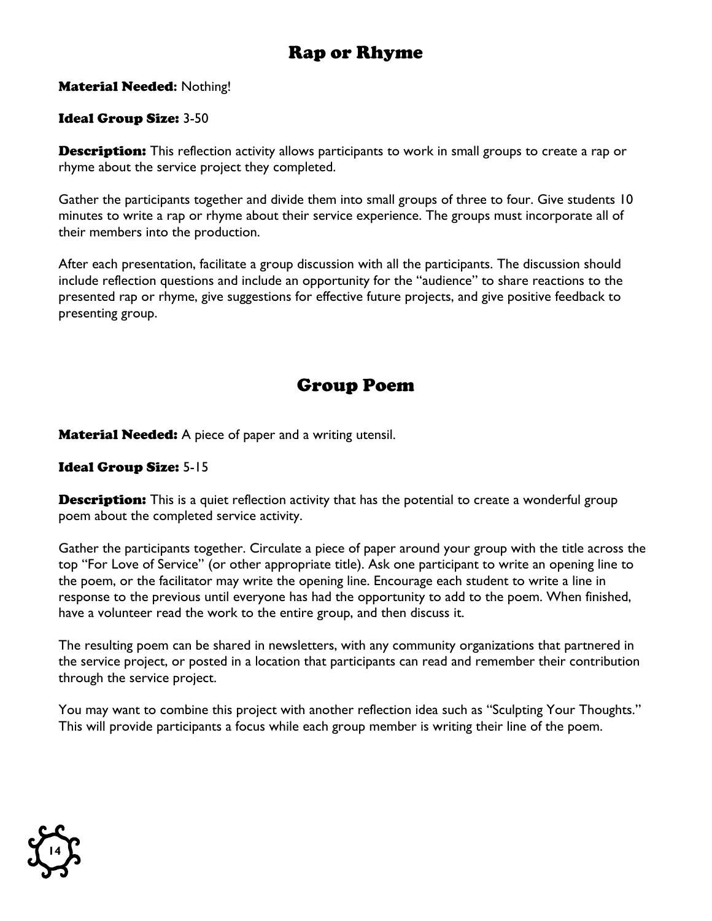## Rap or Rhyme

**Material Needed:** Nothing!

**Ideal Group Size:** 3-50

**Description:** This reflection activity allows participants to work in small groups to create a rap or rhyme about the service project they completed.

Gather the participants together and divide them into small groups of three to four. Give students 10 minutes to write a rap or rhyme about their service experience. The groups must incorporate all of their members into the production.

After each presentation, facilitate a group discussion with all the participants. The discussion should include reflection questions and include an opportunity for the "audience" to share reactions to the presented rap or rhyme, give suggestions for effective future projects, and give positive feedback to presenting group.

## Group Poem

**Material Needed:** A piece of paper and a writing utensil.

**Ideal Group Size:** 5-15

**Description:** This is a quiet reflection activity that has the potential to create a wonderful group poem about the completed service activity.

Gather the participants together. Circulate a piece of paper around your group with the title across the top "For Love of Service" (or other appropriate title). Ask one participant to write an opening line to the poem, or the facilitator may write the opening line. Encourage each student to write a line in response to the previous until everyone has had the opportunity to add to the poem. When finished, have a volunteer read the work to the entire group, and then discuss it.

The resulting poem can be shared in newsletters, with any community organizations that partnered in the service project, or posted in a location that participants can read and remember their contribution through the service project.

You may want to combine this project with another reflection idea such as "Sculpting Your Thoughts." This will provide participants a focus while each group member is writing their line of the poem.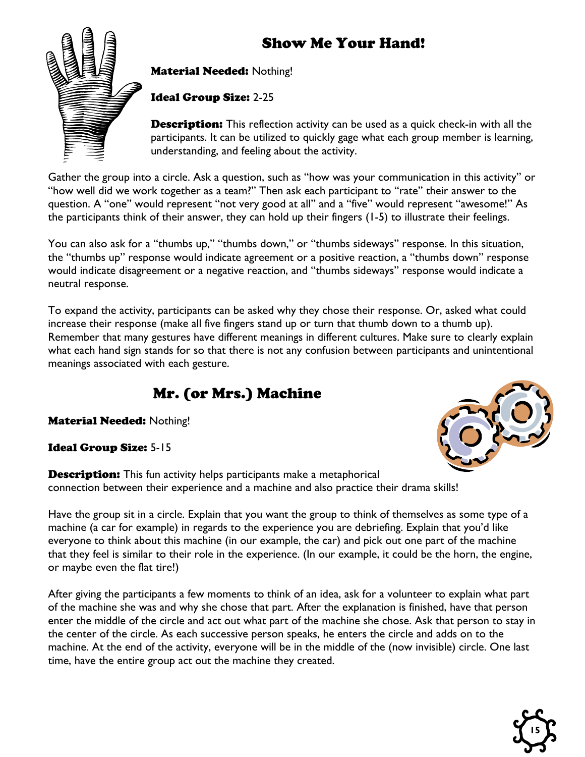## Show Me Your Hand!

**Material Needed:** Nothing!

**Ideal Group Size:** 2-25

**Description:** This reflection activity can be used as a quick check-in with all the participants. It can be utilized to quickly gage what each group member is learning, understanding, and feeling about the activity.

Gather the group into a circle. Ask a question, such as "how was your communication in this activity" or "how well did we work together as a team?" Then ask each participant to "rate" their answer to the question. A "one" would represent "not very good at all" and a "five" would represent "awesome!" As the participants think of their answer, they can hold up their fingers (1-5) to illustrate their feelings.

You can also ask for a "thumbs up," "thumbs down," or "thumbs sideways" response. In this situation, the "thumbs up" response would indicate agreement or a positive reaction, a "thumbs down" response would indicate disagreement or a negative reaction, and "thumbs sideways" response would indicate a neutral response.

To expand the activity, participants can be asked why they chose their response. Or, asked what could increase their response (make all five fingers stand up or turn that thumb down to a thumb up). Remember that many gestures have different meanings in different cultures. Make sure to clearly explain what each hand sign stands for so that there is not any confusion between participants and unintentional meanings associated with each gesture.

## Mr. (or Mrs.) Machine

**Material Needed:** Nothing!

**Ideal Group Size:** 5-15

**Description:** This fun activity helps participants make a metaphorical connection between their experience and a machine and also practice their drama skills!

Have the group sit in a circle. Explain that you want the group to think of themselves as some type of a machine (a car for example) in regards to the experience you are debriefing. Explain that you'd like everyone to think about this machine (in our example, the car) and pick out one part of the machine that they feel is similar to their role in the experience. (In our example, it could be the horn, the engine, or maybe even the flat tire!)

After giving the participants a few moments to think of an idea, ask for a volunteer to explain what part of the machine she was and why she chose that part. After the explanation is finished, have that person enter the middle of the circle and act out what part of the machine she chose. Ask that person to stay in the center of the circle. As each successive person speaks, he enters the circle and adds on to the machine. At the end of the activity, everyone will be in the middle of the (now invisible) circle. One last time, have the entire group act out the machine they created.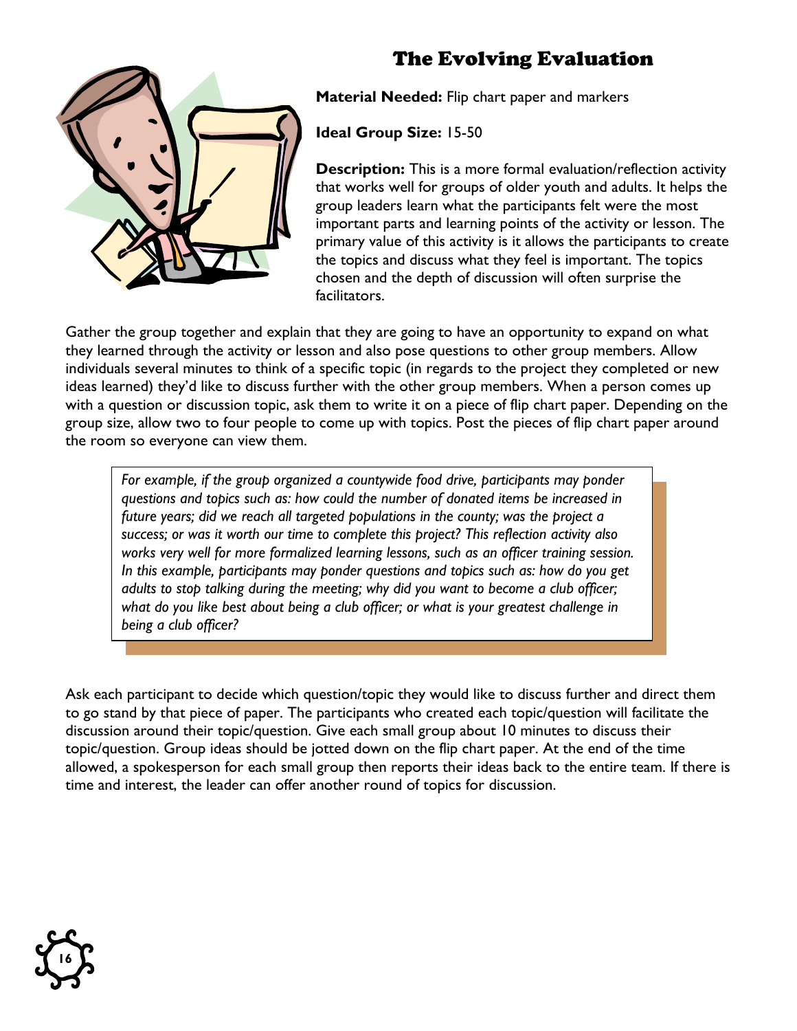# The Evolving Evaluation

**Material Needed:** Flip chart paper and markers

**Ideal Group Size:** 15-50

**Description:** This is a more formal evaluation/reflection activity that works well for groups of older youth and adults. It helps the group leaders learn what the participants felt were the most important parts and learning points of the activity or lesson. The primary value of this activity is it allows the participants to create the topics and discuss what they feel is important. The topics chosen and the depth of discussion will often surprise the facilitators.

Gather the group together and explain that they are going to have an opportunity to expand on what they learned through the activity or lesson and also pose questions to other group members. Allow individuals several minutes to think of a specific topic (in regards to the project they completed or new ideas learned) they'd like to discuss further with the other group members. When a person comes up with a question or discussion topic, ask them to write it on a piece of flip chart paper. Depending on the group size, allow two to four people to come up with topics. Post the pieces of flip chart paper around the room so everyone can view them.

> *For example, if the group organized a countywide food drive, participants may ponder questions and topics such as: how could the number of donated items be increased in future years; did we reach all targeted populations in the county; was the project a success; or was it worth our time to complete this project? This reflection activity also works very well for more formalized learning lessons, such as an officer training session. In this example, participants may ponder questions and topics such as: how do you get adults to stop talking during the meeting; why did you want to become a club officer; what do you like best about being a club officer; or what is your greatest challenge in being a club officer?*

Ask each participant to decide which question/topic they would like to discuss further and direct them to go stand by that piece of paper. The participants who created each topic/question will facilitate the discussion around their topic/question. Give each small group about 10 minutes to discuss their topic/question. Group ideas should be jotted down on the flip chart paper. At the end of the time allowed, a spokesperson for each small group then reports their ideas back to the entire team. If there is time and interest, the leader can offer another round of topics for discussion.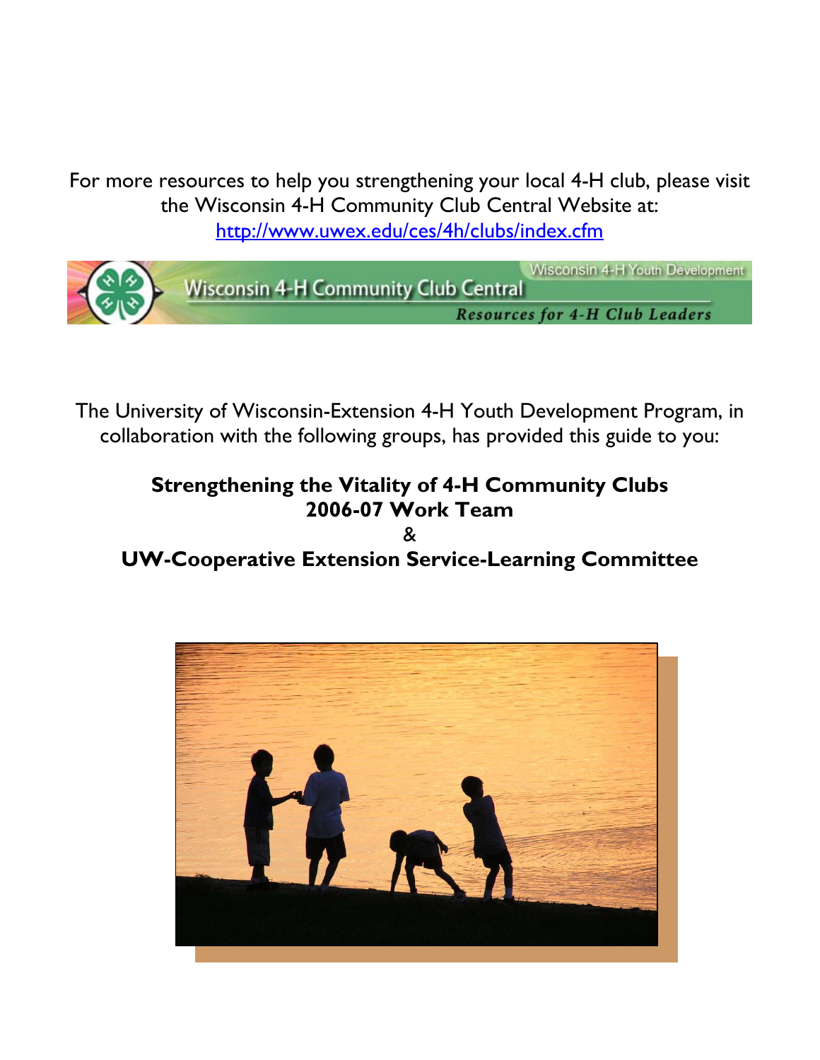For more resources to help you strengthening your local 4-H club, please visit the Wisconsin 4-H Community Club Central Website at: http://www.uwex.edu/ces/4h/clubs/index.cfm

Wisconsin 4-H Youth Development

Wisconsin 4-H Community Club Central

*Resources for 4-H Club Leaders*

The University of Wisconsin-Extension 4-H Youth Development Program, in collaboration with the following groups, has provided this guide to you:

**Strengthening the Vitality of 4-H Community Clubs**
**2006-07 Work Team**
&
**UW-Cooperative Extension Service-Learning Committee**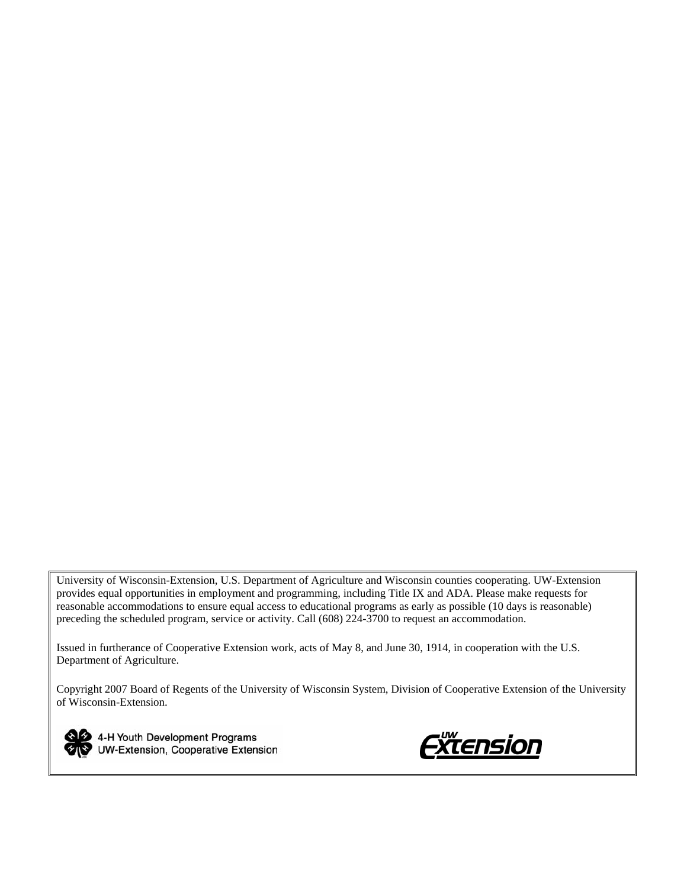University of Wisconsin-Extension, U.S. Department of Agriculture and Wisconsin counties cooperating. UW-Extension provides equal opportunities in employment and programming, including Title IX and ADA. Please make requests for reasonable accommodations to ensure equal access to educational programs as early as possible (10 days is reasonable) preceding the scheduled program, service or activity. Call (608) 224-3700 to request an accommodation.

Issued in furtherance of Cooperative Extension work, acts of May 8, and June 30, 1914, in cooperation with the U.S. Department of Agriculture.

Copyright 2007 Board of Regents of the University of Wisconsin System, Division of Cooperative Extension of the University of Wisconsin-Extension.

4-H Youth Development Programs
UW-Extension, Cooperative Extension

UW Extension